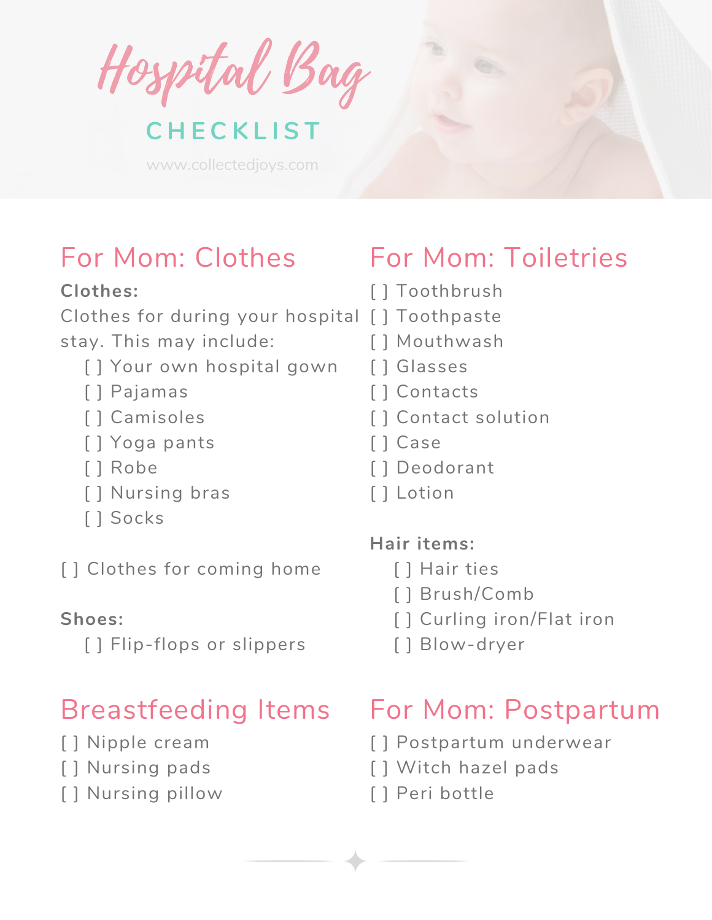# Hospital Bag

## CHECKLIST

www.collectedjoys.com

## For Mom: Clothes

**Clothes:**

Clothes for during your hospital stay. This may include:

- [ ] Your own hospital gown
- [ ] Pajamas
- [ ] Camisoles
- [ ] Yoga pants
- [ ] Robe
- [ ] Nursing bras
- [ ] Socks

[ ] Clothes for coming home

**Shoes:**

- [ ] Flip-flops or slippers

## Breastfeeding Items

[ ] Nipple cream
[ ] Nursing pads
[ ] Nursing pillow

## For Mom: Toiletries

[ ] Toothbrush
[ ] Toothpaste
[ ] Mouthwash
[ ] Glasses
[ ] Contacts
[ ] Contact solution
[ ] Case
[ ] Deodorant
[ ] Lotion

**Hair items:**

- [ ] Hair ties
- [ ] Brush/Comb
- [ ] Curling iron/Flat iron
- [ ] Blow-dryer

## For Mom: Postpartum

[ ] Postpartum underwear
[ ] Witch hazel pads
[ ] Peri bottle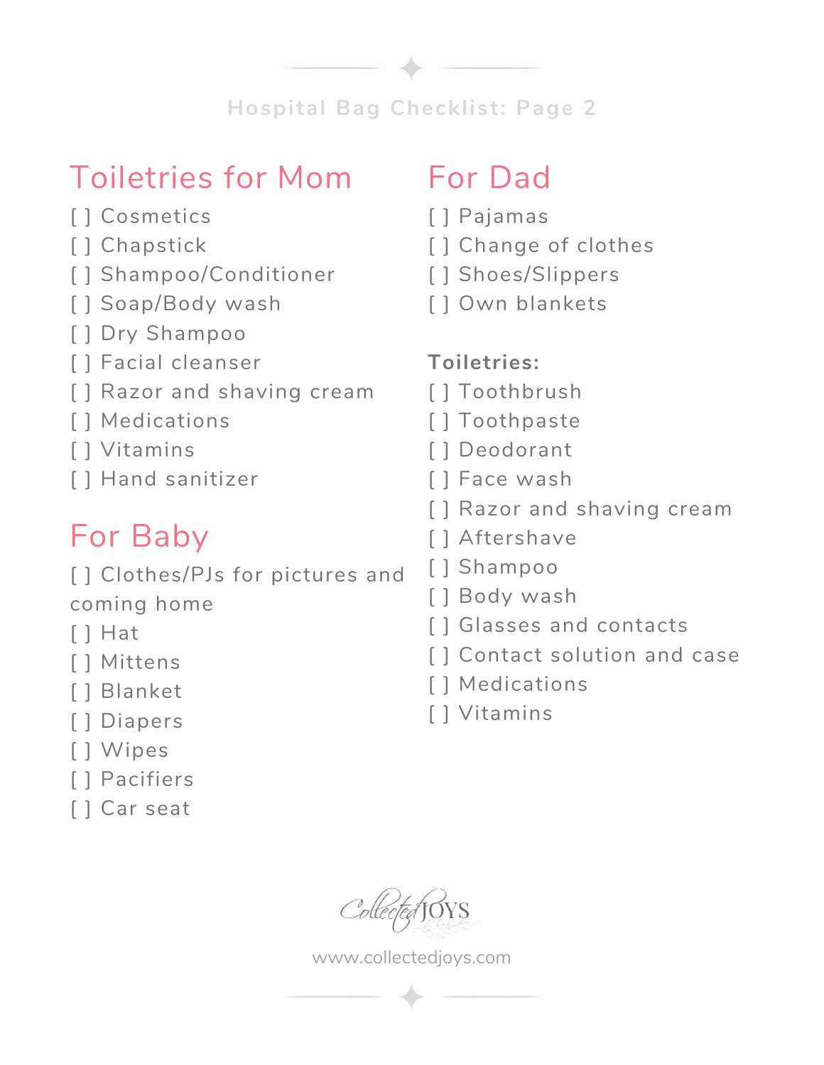# Hospital Bag Checklist: Page 2

## Toiletries for Mom

[ ] Cosmetics
[ ] Chapstick
[ ] Shampoo/Conditioner
[ ] Soap/Body wash
[ ] Dry Shampoo
[ ] Facial cleanser
[ ] Razor and shaving cream
[ ] Medications
[ ] Vitamins
[ ] Hand sanitizer

## For Baby

[ ] Clothes/PJs for pictures and coming home
[ ] Hat
[ ] Mittens
[ ] Blanket
[ ] Diapers
[ ] Wipes
[ ] Pacifiers
[ ] Car seat

## For Dad

[ ] Pajamas
[ ] Change of clothes
[ ] Shoes/Slippers
[ ] Own blankets

**Toiletries:**

[ ] Toothbrush
[ ] Toothpaste
[ ] Deodorant
[ ] Face wash
[ ] Razor and shaving cream
[ ] Aftershave
[ ] Shampoo
[ ] Body wash
[ ] Glasses and contacts
[ ] Contact solution and case
[ ] Medications
[ ] Vitamins

Collected JOYS

www.collectedjoys.com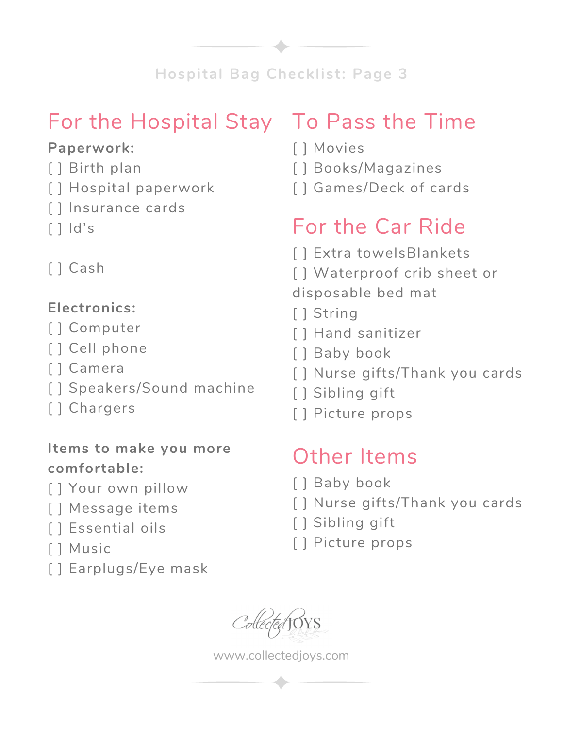Hospital Bag Checklist: Page 3

## For the Hospital Stay

**Paperwork:**

[ ] Birth plan
[ ] Hospital paperwork
[ ] Insurance cards
[ ] Id's

[ ] Cash

**Electronics:**

[ ] Computer
[ ] Cell phone
[ ] Camera
[ ] Speakers/Sound machine
[ ] Chargers

**Items to make you more comfortable:**

[ ] Your own pillow
[ ] Message items
[ ] Essential oils
[ ] Music
[ ] Earplugs/Eye mask

## To Pass the Time

[ ] Movies
[ ] Books/Magazines
[ ] Games/Deck of cards

## For the Car Ride

[ ] Extra towelsBlankets
[ ] Waterproof crib sheet or disposable bed mat
[ ] String
[ ] Hand sanitizer
[ ] Baby book
[ ] Nurse gifts/Thank you cards
[ ] Sibling gift
[ ] Picture props

## Other Items

[ ] Baby book
[ ] Nurse gifts/Thank you cards
[ ] Sibling gift
[ ] Picture props

Collected JOYS

www.collectedjoys.com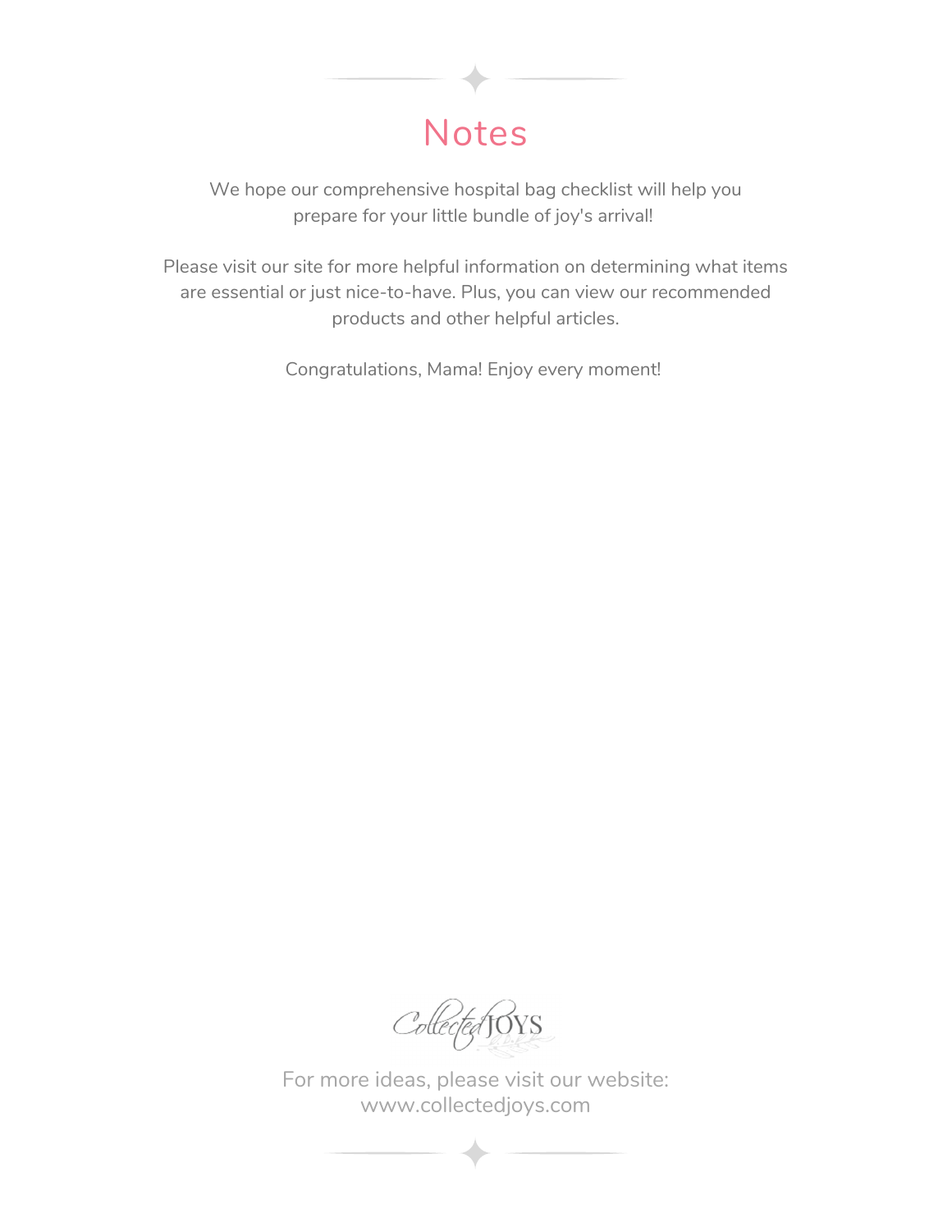# Notes

We hope our comprehensive hospital bag checklist will help you prepare for your little bundle of joy's arrival!

Please visit our site for more helpful information on determining what items are essential or just nice-to-have. Plus, you can view our recommended products and other helpful articles.

Congratulations, Mama! Enjoy every moment!

Collected JOYS

For more ideas, please visit our website:
www.collectedjoys.com